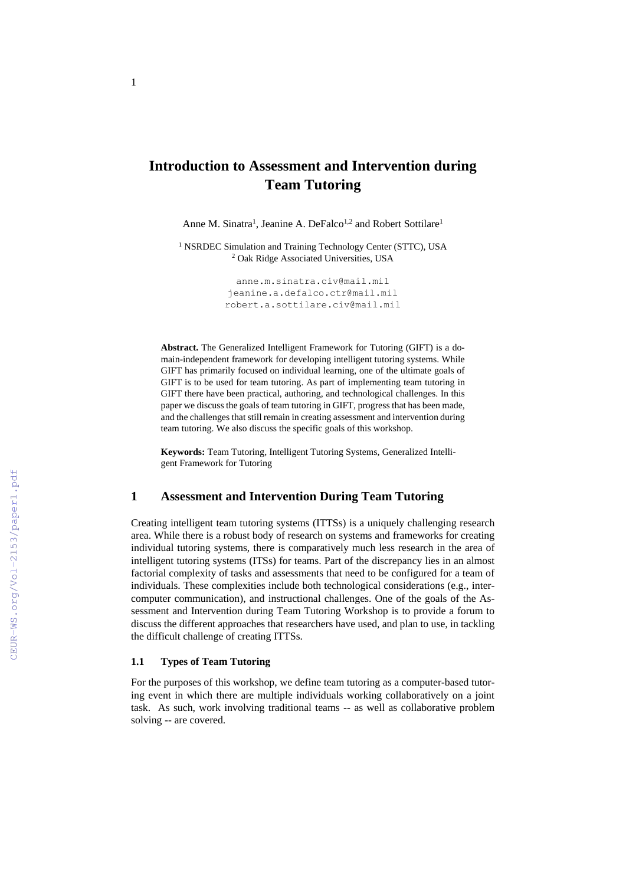# Introduction to Assessment and Intervention during Team Tutoring

Anne M. Sinatra[1], Jeanine A. DeFalco[1,2] and Robert Sottilare[1]

[1] NSRDEC Simulation and Training Technology Center (STTC), USA
[2] Oak Ridge Associated Universities, USA

anne.m.sinatra.civ@mail.mil
jeanine.a.defalco.ctr@mail.mil
robert.a.sottilare.civ@mail.mil

**Abstract.** The Generalized Intelligent Framework for Tutoring (GIFT) is a domain-independent framework for developing intelligent tutoring systems. While GIFT has primarily focused on individual learning, one of the ultimate goals of GIFT is to be used for team tutoring. As part of implementing team tutoring in GIFT there have been practical, authoring, and technological challenges. In this paper we discuss the goals of team tutoring in GIFT, progress that has been made, and the challenges that still remain in creating assessment and intervention during team tutoring. We also discuss the specific goals of this workshop.

**Keywords:** Team Tutoring, Intelligent Tutoring Systems, Generalized Intelligent Framework for Tutoring

## 1 Assessment and Intervention During Team Tutoring

Creating intelligent team tutoring systems (ITTSs) is a uniquely challenging research area. While there is a robust body of research on systems and frameworks for creating individual tutoring systems, there is comparatively much less research in the area of intelligent tutoring systems (ITSs) for teams. Part of the discrepancy lies in an almost factorial complexity of tasks and assessments that need to be configured for a team of individuals. These complexities include both technological considerations (e.g., inter-computer communication), and instructional challenges. One of the goals of the Assessment and Intervention during Team Tutoring Workshop is to provide a forum to discuss the different approaches that researchers have used, and plan to use, in tackling the difficult challenge of creating ITTSs.

### 1.1 Types of Team Tutoring

For the purposes of this workshop, we define team tutoring as a computer-based tutoring event in which there are multiple individuals working collaboratively on a joint task. As such, work involving traditional teams -- as well as collaborative problem solving -- are covered.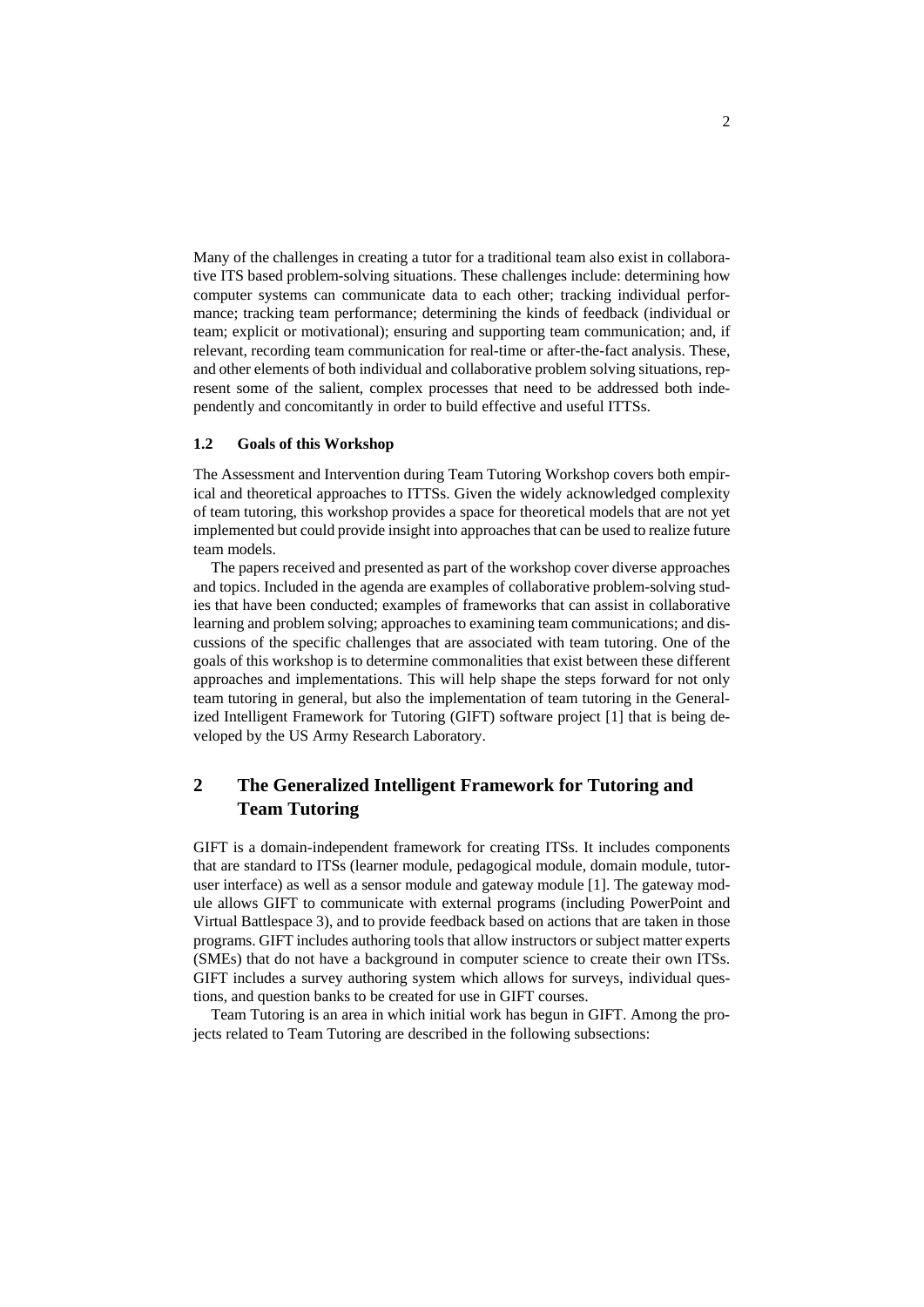Many of the challenges in creating a tutor for a traditional team also exist in collaborative ITS based problem-solving situations. These challenges include: determining how computer systems can communicate data to each other; tracking individual performance; tracking team performance; determining the kinds of feedback (individual or team; explicit or motivational); ensuring and supporting team communication; and, if relevant, recording team communication for real-time or after-the-fact analysis. These, and other elements of both individual and collaborative problem solving situations, represent some of the salient, complex processes that need to be addressed both independently and concomitantly in order to build effective and useful ITTSs.

### 1.2 Goals of this Workshop

The Assessment and Intervention during Team Tutoring Workshop covers both empirical and theoretical approaches to ITTSs. Given the widely acknowledged complexity of team tutoring, this workshop provides a space for theoretical models that are not yet implemented but could provide insight into approaches that can be used to realize future team models.

The papers received and presented as part of the workshop cover diverse approaches and topics. Included in the agenda are examples of collaborative problem-solving studies that have been conducted; examples of frameworks that can assist in collaborative learning and problem solving; approaches to examining team communications; and discussions of the specific challenges that are associated with team tutoring. One of the goals of this workshop is to determine commonalities that exist between these different approaches and implementations. This will help shape the steps forward for not only team tutoring in general, but also the implementation of team tutoring in the Generalized Intelligent Framework for Tutoring (GIFT) software project [1] that is being developed by the US Army Research Laboratory.

## 2 The Generalized Intelligent Framework for Tutoring and Team Tutoring

GIFT is a domain-independent framework for creating ITSs. It includes components that are standard to ITSs (learner module, pedagogical module, domain module, tutor-user interface) as well as a sensor module and gateway module [1]. The gateway module allows GIFT to communicate with external programs (including PowerPoint and Virtual Battlespace 3), and to provide feedback based on actions that are taken in those programs. GIFT includes authoring tools that allow instructors or subject matter experts (SMEs) that do not have a background in computer science to create their own ITSs. GIFT includes a survey authoring system which allows for surveys, individual questions, and question banks to be created for use in GIFT courses.

Team Tutoring is an area in which initial work has begun in GIFT. Among the projects related to Team Tutoring are described in the following subsections: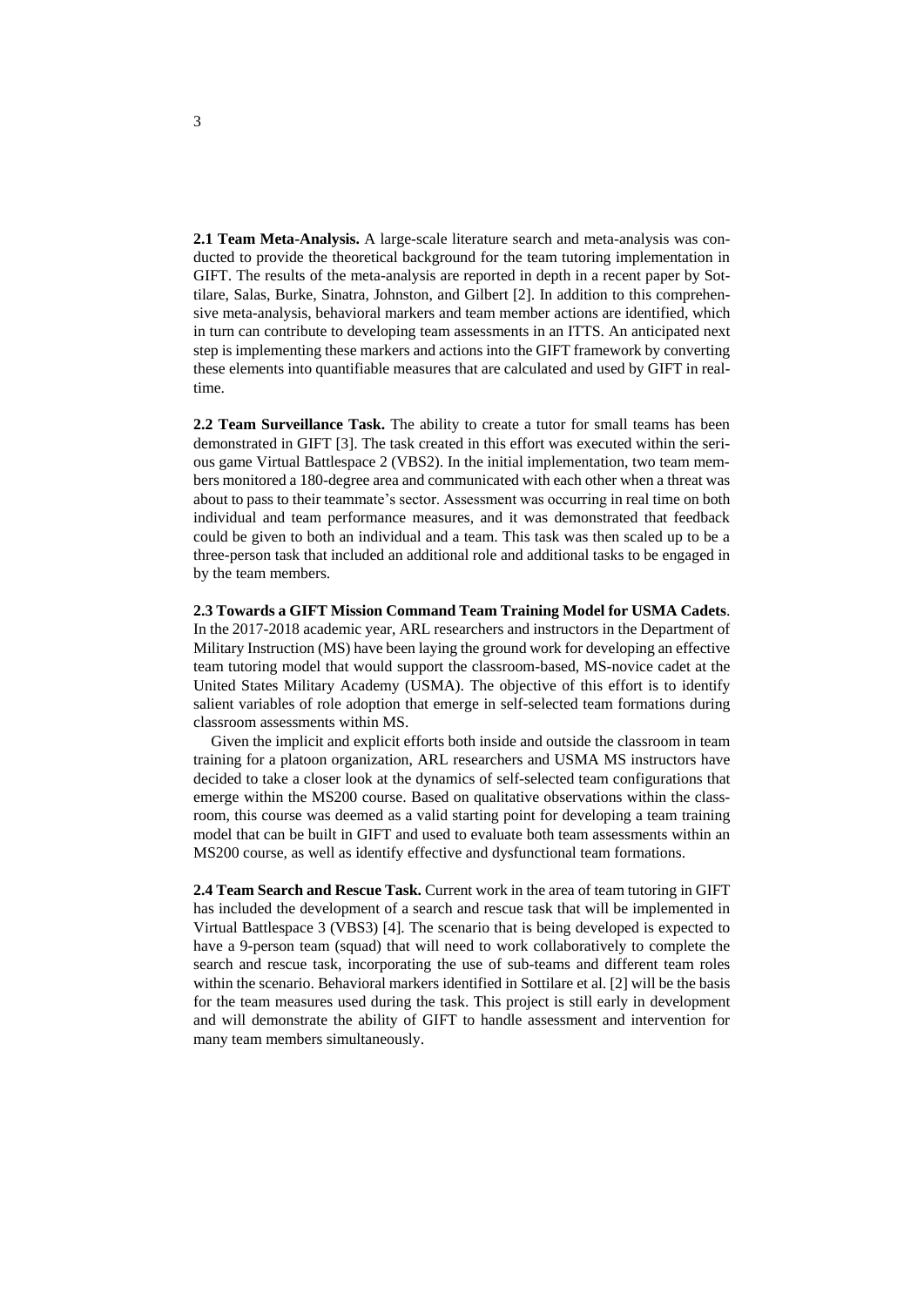**2.1 Team Meta-Analysis.** A large-scale literature search and meta-analysis was conducted to provide the theoretical background for the team tutoring implementation in GIFT. The results of the meta-analysis are reported in depth in a recent paper by Sottilare, Salas, Burke, Sinatra, Johnston, and Gilbert [2]. In addition to this comprehensive meta-analysis, behavioral markers and team member actions are identified, which in turn can contribute to developing team assessments in an ITTS. An anticipated next step is implementing these markers and actions into the GIFT framework by converting these elements into quantifiable measures that are calculated and used by GIFT in real-time.

**2.2 Team Surveillance Task.** The ability to create a tutor for small teams has been demonstrated in GIFT [3]. The task created in this effort was executed within the serious game Virtual Battlespace 2 (VBS2). In the initial implementation, two team members monitored a 180-degree area and communicated with each other when a threat was about to pass to their teammate's sector. Assessment was occurring in real time on both individual and team performance measures, and it was demonstrated that feedback could be given to both an individual and a team. This task was then scaled up to be a three-person task that included an additional role and additional tasks to be engaged in by the team members.

**2.3 Towards a GIFT Mission Command Team Training Model for USMA Cadets**. In the 2017-2018 academic year, ARL researchers and instructors in the Department of Military Instruction (MS) have been laying the ground work for developing an effective team tutoring model that would support the classroom-based, MS-novice cadet at the United States Military Academy (USMA). The objective of this effort is to identify salient variables of role adoption that emerge in self-selected team formations during classroom assessments within MS.

Given the implicit and explicit efforts both inside and outside the classroom in team training for a platoon organization, ARL researchers and USMA MS instructors have decided to take a closer look at the dynamics of self-selected team configurations that emerge within the MS200 course. Based on qualitative observations within the classroom, this course was deemed as a valid starting point for developing a team training model that can be built in GIFT and used to evaluate both team assessments within an MS200 course, as well as identify effective and dysfunctional team formations.

**2.4 Team Search and Rescue Task.** Current work in the area of team tutoring in GIFT has included the development of a search and rescue task that will be implemented in Virtual Battlespace 3 (VBS3) [4]. The scenario that is being developed is expected to have a 9-person team (squad) that will need to work collaboratively to complete the search and rescue task, incorporating the use of sub-teams and different team roles within the scenario. Behavioral markers identified in Sottilare et al. [2] will be the basis for the team measures used during the task. This project is still early in development and will demonstrate the ability of GIFT to handle assessment and intervention for many team members simultaneously.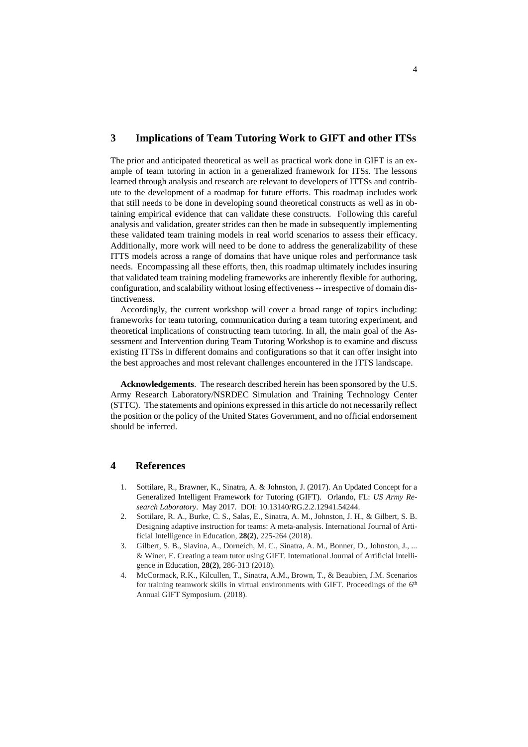## 3 Implications of Team Tutoring Work to GIFT and other ITSs

The prior and anticipated theoretical as well as practical work done in GIFT is an example of team tutoring in action in a generalized framework for ITSs. The lessons learned through analysis and research are relevant to developers of ITTSs and contribute to the development of a roadmap for future efforts. This roadmap includes work that still needs to be done in developing sound theoretical constructs as well as in obtaining empirical evidence that can validate these constructs. Following this careful analysis and validation, greater strides can then be made in subsequently implementing these validated team training models in real world scenarios to assess their efficacy. Additionally, more work will need to be done to address the generalizability of these ITTS models across a range of domains that have unique roles and performance task needs. Encompassing all these efforts, then, this roadmap ultimately includes insuring that validated team training modeling frameworks are inherently flexible for authoring, configuration, and scalability without losing effectiveness -- irrespective of domain distinctiveness.

Accordingly, the current workshop will cover a broad range of topics including: frameworks for team tutoring, communication during a team tutoring experiment, and theoretical implications of constructing team tutoring. In all, the main goal of the Assessment and Intervention during Team Tutoring Workshop is to examine and discuss existing ITTSs in different domains and configurations so that it can offer insight into the best approaches and most relevant challenges encountered in the ITTS landscape.

**Acknowledgements**. The research described herein has been sponsored by the U.S. Army Research Laboratory/NSRDEC Simulation and Training Technology Center (STTC). The statements and opinions expressed in this article do not necessarily reflect the position or the policy of the United States Government, and no official endorsement should be inferred.

## 4 References

1. Sottilare, R., Brawner, K., Sinatra, A. & Johnston, J. (2017). An Updated Concept for a Generalized Intelligent Framework for Tutoring (GIFT). Orlando, FL: *US Army Research Laboratory*. May 2017. DOI: 10.13140/RG.2.2.12941.54244.
2. Sottilare, R. A., Burke, C. S., Salas, E., Sinatra, A. M., Johnston, J. H., & Gilbert, S. B. Designing adaptive instruction for teams: A meta-analysis. International Journal of Artificial Intelligence in Education, **28(2)**, 225-264 (2018).
3. Gilbert, S. B., Slavina, A., Dorneich, M. C., Sinatra, A. M., Bonner, D., Johnston, J., ... & Winer, E. Creating a team tutor using GIFT. International Journal of Artificial Intelligence in Education, **28(2)**, 286-313 (2018).
4. McCormack, R.K., Kilcullen, T., Sinatra, A.M., Brown, T., & Beaubien, J.M. Scenarios for training teamwork skills in virtual environments with GIFT. Proceedings of the 6th Annual GIFT Symposium. (2018).